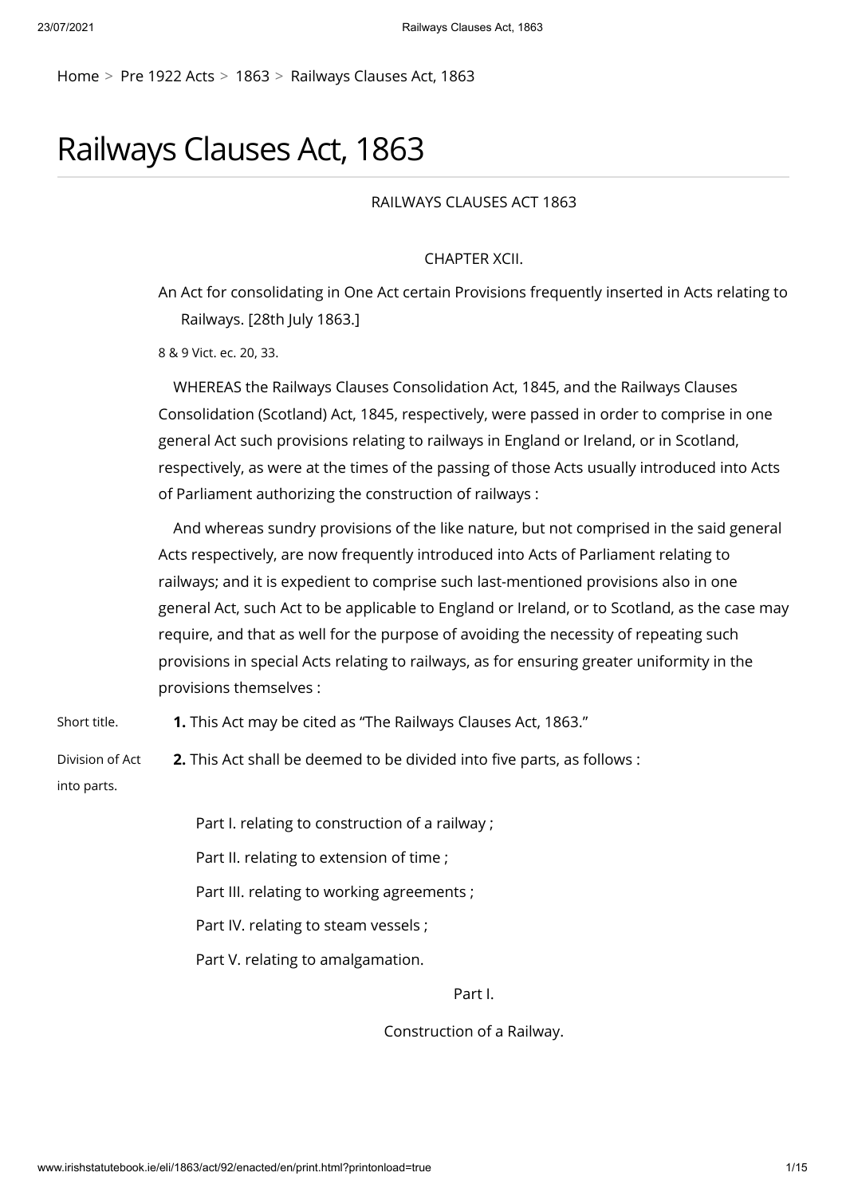Home > Pre 1922 Acts > 1863 > Railways Clauses Act, 1863

# Railways Clauses Act, 1863

RAILWAYS CLAUSES ACT 1863

CHAPTER XCII.

An Act for consolidating in One Act certain Provisions frequently inserted in Acts relating to Railways. [28th July 1863.]

8 & 9 Vict. ec. 20, 33.

WHEREAS the Railways Clauses Consolidation Act, 1845, and the Railways Clauses Consolidation (Scotland) Act, 1845, respectively, were passed in order to comprise in one general Act such provisions relating to railways in England or Ireland, or in Scotland, respectively, as were at the times of the passing of those Acts usually introduced into Acts of Parliament authorizing the construction of railways :

And whereas sundry provisions of the like nature, but not comprised in the said general Acts respectively, are now frequently introduced into Acts of Parliament relating to railways; and it is expedient to comprise such last-mentioned provisions also in one general Act, such Act to be applicable to England or Ireland, or to Scotland, as the case may require, and that as well for the purpose of avoiding the necessity of repeating such provisions in special Acts relating to railways, as for ensuring greater uniformity in the provisions themselves :

Short title.

**1.** This Act may be cited as "The Railways Clauses Act, 1863."

Division of Act into parts.

**2.** This Act shall be deemed to be divided into five parts, as follows :

Part I. relating to construction of a railway ;

Part II. relating to extension of time ;

Part III. relating to working agreements ;

Part IV. relating to steam vessels ;

Part V. relating to amalgamation.

Part I.

Construction of a Railway.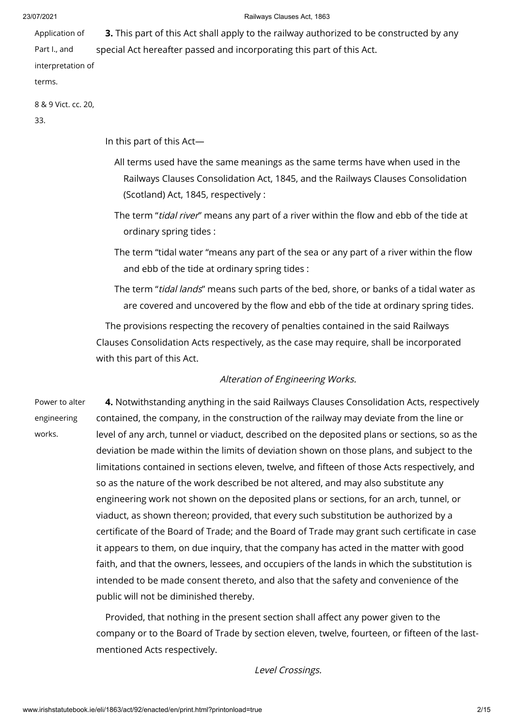Application of Part I., and interpretation of terms.

8 & 9 Vict. cc. 20, 33.

**3.** This part of this Act shall apply to the railway authorized to be constructed by any special Act hereafter passed and incorporating this part of this Act.

In this part of this Act—

All terms used have the same meanings as the same terms have when used in the Railways Clauses Consolidation Act, 1845, and the Railways Clauses Consolidation (Scotland) Act, 1845, respectively :

The term "*tidal river*" means any part of a river within the flow and ebb of the tide at ordinary spring tides :

The term "tidal water "means any part of the sea or any part of a river within the flow and ebb of the tide at ordinary spring tides :

The term "*tidal lands*" means such parts of the bed, shore, or banks of a tidal water as are covered and uncovered by the flow and ebb of the tide at ordinary spring tides.

The provisions respecting the recovery of penalties contained in the said Railways Clauses Consolidation Acts respectively, as the case may require, shall be incorporated with this part of this Act.

*Alteration of Engineering Works.*

Power to alter engineering works.

**4.** Notwithstanding anything in the said Railways Clauses Consolidation Acts, respectively contained, the company, in the construction of the railway may deviate from the line or level of any arch, tunnel or viaduct, described on the deposited plans or sections, so as the deviation be made within the limits of deviation shown on those plans, and subject to the limitations contained in sections eleven, twelve, and fifteen of those Acts respectively, and so as the nature of the work described be not altered, and may also substitute any engineering work not shown on the deposited plans or sections, for an arch, tunnel, or viaduct, as shown thereon; provided, that every such substitution be authorized by a certificate of the Board of Trade; and the Board of Trade may grant such certificate in case it appears to them, on due inquiry, that the company has acted in the matter with good faith, and that the owners, lessees, and occupiers of the lands in which the substitution is intended to be made consent thereto, and also that the safety and convenience of the public will not be diminished thereby.

Provided, that nothing in the present section shall affect any power given to the company or to the Board of Trade by section eleven, twelve, fourteen, or fifteen of the last-mentioned Acts respectively.

*Level Crossings.*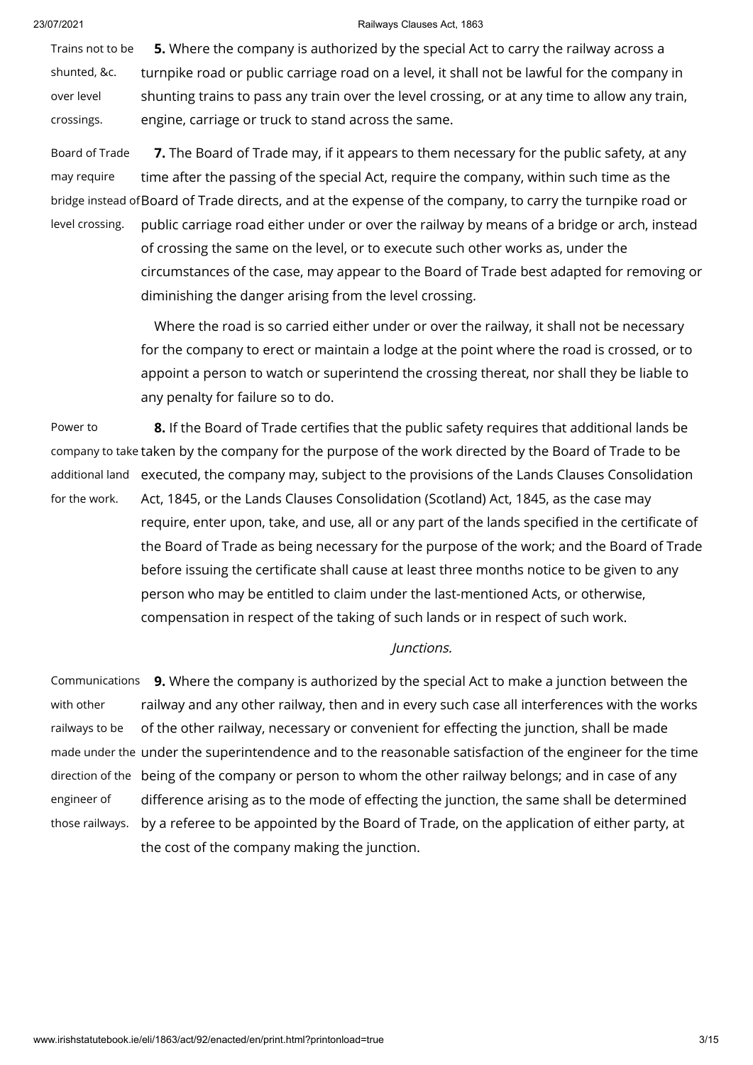Trains not to be shunted, &c. over level crossings.

**5.** Where the company is authorized by the special Act to carry the railway across a turnpike road or public carriage road on a level, it shall not be lawful for the company in shunting trains to pass any train over the level crossing, or at any time to allow any train, engine, carriage or truck to stand across the same.

Board of Trade may require bridge instead of level crossing.

**7.** The Board of Trade may, if it appears to them necessary for the public safety, at any time after the passing of the special Act, require the company, within such time as the Board of Trade directs, and at the expense of the company, to carry the turnpike road or public carriage road either under or over the railway by means of a bridge or arch, instead of crossing the same on the level, or to execute such other works as, under the circumstances of the case, may appear to the Board of Trade best adapted for removing or diminishing the danger arising from the level crossing.

Where the road is so carried either under or over the railway, it shall not be necessary for the company to erect or maintain a lodge at the point where the road is crossed, or to appoint a person to watch or superintend the crossing thereat, nor shall they be liable to any penalty for failure so to do.

Power to company to take additional land for the work.

**8.** If the Board of Trade certifies that the public safety requires that additional lands be taken by the company for the purpose of the work directed by the Board of Trade to be executed, the company may, subject to the provisions of the Lands Clauses Consolidation Act, 1845, or the Lands Clauses Consolidation (Scotland) Act, 1845, as the case may require, enter upon, take, and use, all or any part of the lands specified in the certificate of the Board of Trade as being necessary for the purpose of the work; and the Board of Trade before issuing the certificate shall cause at least three months notice to be given to any person who may be entitled to claim under the last-mentioned Acts, or otherwise, compensation in respect of the taking of such lands or in respect of such work.

*Junctions.*

Communications with other railways to be made under the direction of the engineer of those railways.

**9.** Where the company is authorized by the special Act to make a junction between the railway and any other railway, then and in every such case all interferences with the works of the other railway, necessary or convenient for effecting the junction, shall be made under the superintendence and to the reasonable satisfaction of the engineer for the time being of the company or person to whom the other railway belongs; and in case of any difference arising as to the mode of effecting the junction, the same shall be determined by a referee to be appointed by the Board of Trade, on the application of either party, at the cost of the company making the junction.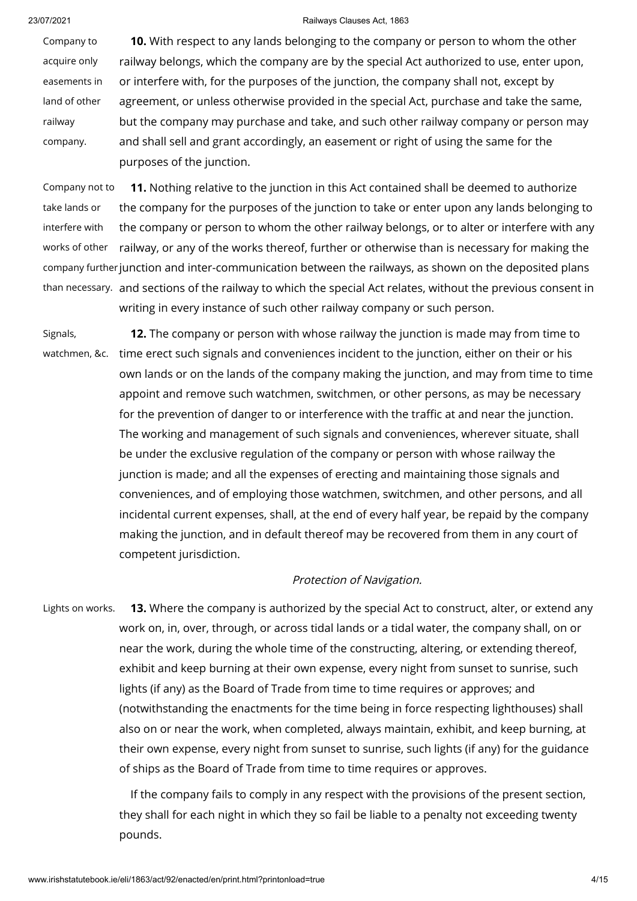Company to acquire only easements in land of other railway company.

**10.** With respect to any lands belonging to the company or person to whom the other railway belongs, which the company are by the special Act authorized to use, enter upon, or interfere with, for the purposes of the junction, the company shall not, except by agreement, or unless otherwise provided in the special Act, purchase and take the same, but the company may purchase and take, and such other railway company or person may and shall sell and grant accordingly, an easement or right of using the same for the purposes of the junction.

Company not to take lands or interfere with works of other company further than necessary.

**11.** Nothing relative to the junction in this Act contained shall be deemed to authorize the company for the purposes of the junction to take or enter upon any lands belonging to the company or person to whom the other railway belongs, or to alter or interfere with any railway, or any of the works thereof, further or otherwise than is necessary for making the junction and inter-communication between the railways, as shown on the deposited plans and sections of the railway to which the special Act relates, without the previous consent in writing in every instance of such other railway company or such person.

Signals, watchmen, &c.

**12.** The company or person with whose railway the junction is made may from time to time erect such signals and conveniences incident to the junction, either on their or his own lands or on the lands of the company making the junction, and may from time to time appoint and remove such watchmen, switchmen, or other persons, as may be necessary for the prevention of danger to or interference with the traffic at and near the junction. The working and management of such signals and conveniences, wherever situate, shall be under the exclusive regulation of the company or person with whose railway the junction is made; and all the expenses of erecting and maintaining those signals and conveniences, and of employing those watchmen, switchmen, and other persons, and all incidental current expenses, shall, at the end of every half year, be repaid by the company making the junction, and in default thereof may be recovered from them in any court of competent jurisdiction.

*Protection of Navigation.*

Lights on works.

**13.** Where the company is authorized by the special Act to construct, alter, or extend any work on, in, over, through, or across tidal lands or a tidal water, the company shall, on or near the work, during the whole time of the constructing, altering, or extending thereof, exhibit and keep burning at their own expense, every night from sunset to sunrise, such lights (if any) as the Board of Trade from time to time requires or approves; and (notwithstanding the enactments for the time being in force respecting lighthouses) shall also on or near the work, when completed, always maintain, exhibit, and keep burning, at their own expense, every night from sunset to sunrise, such lights (if any) for the guidance of ships as the Board of Trade from time to time requires or approves.

If the company fails to comply in any respect with the provisions of the present section, they shall for each night in which they so fail be liable to a penalty not exceeding twenty pounds.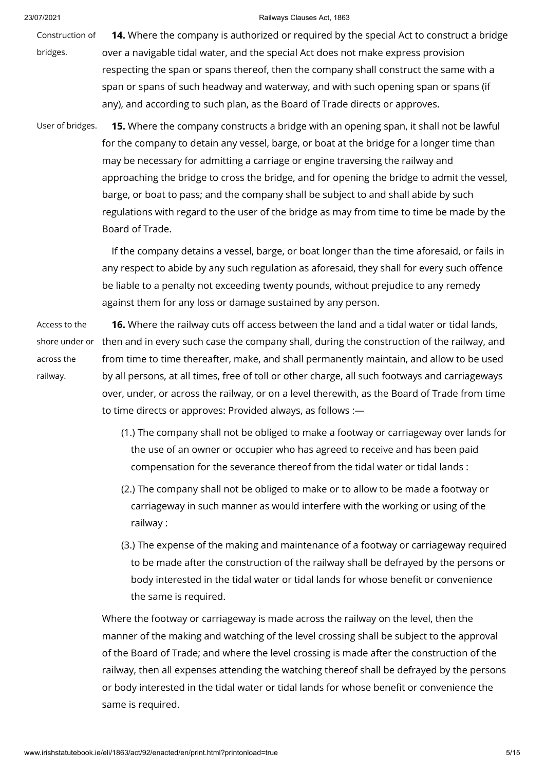Construction of bridges.

**14.** Where the company is authorized or required by the special Act to construct a bridge over a navigable tidal water, and the special Act does not make express provision respecting the span or spans thereof, then the company shall construct the same with a span or spans of such headway and waterway, and with such opening span or spans (if any), and according to such plan, as the Board of Trade directs or approves.

User of bridges.

**15.** Where the company constructs a bridge with an opening span, it shall not be lawful for the company to detain any vessel, barge, or boat at the bridge for a longer time than may be necessary for admitting a carriage or engine traversing the railway and approaching the bridge to cross the bridge, and for opening the bridge to admit the vessel, barge, or boat to pass; and the company shall be subject to and shall abide by such regulations with regard to the user of the bridge as may from time to time be made by the Board of Trade.

If the company detains a vessel, barge, or boat longer than the time aforesaid, or fails in any respect to abide by any such regulation as aforesaid, they shall for every such offence be liable to a penalty not exceeding twenty pounds, without prejudice to any remedy against them for any loss or damage sustained by any person.

Access to the shore under or across the railway.

**16.** Where the railway cuts off access between the land and a tidal water or tidal lands, then and in every such case the company shall, during the construction of the railway, and from time to time thereafter, make, and shall permanently maintain, and allow to be used by all persons, at all times, free of toll or other charge, all such footways and carriageways over, under, or across the railway, or on a level therewith, as the Board of Trade from time to time directs or approves: Provided always, as follows :—

(1.) The company shall not be obliged to make a footway or carriageway over lands for the use of an owner or occupier who has agreed to receive and has been paid compensation for the severance thereof from the tidal water or tidal lands :

(2.) The company shall not be obliged to make or to allow to be made a footway or carriageway in such manner as would interfere with the working or using of the railway :

(3.) The expense of the making and maintenance of a footway or carriageway required to be made after the construction of the railway shall be defrayed by the persons or body interested in the tidal water or tidal lands for whose benefit or convenience the same is required.

Where the footway or carriageway is made across the railway on the level, then the manner of the making and watching of the level crossing shall be subject to the approval of the Board of Trade; and where the level crossing is made after the construction of the railway, then all expenses attending the watching thereof shall be defrayed by the persons or body interested in the tidal water or tidal lands for whose benefit or convenience the same is required.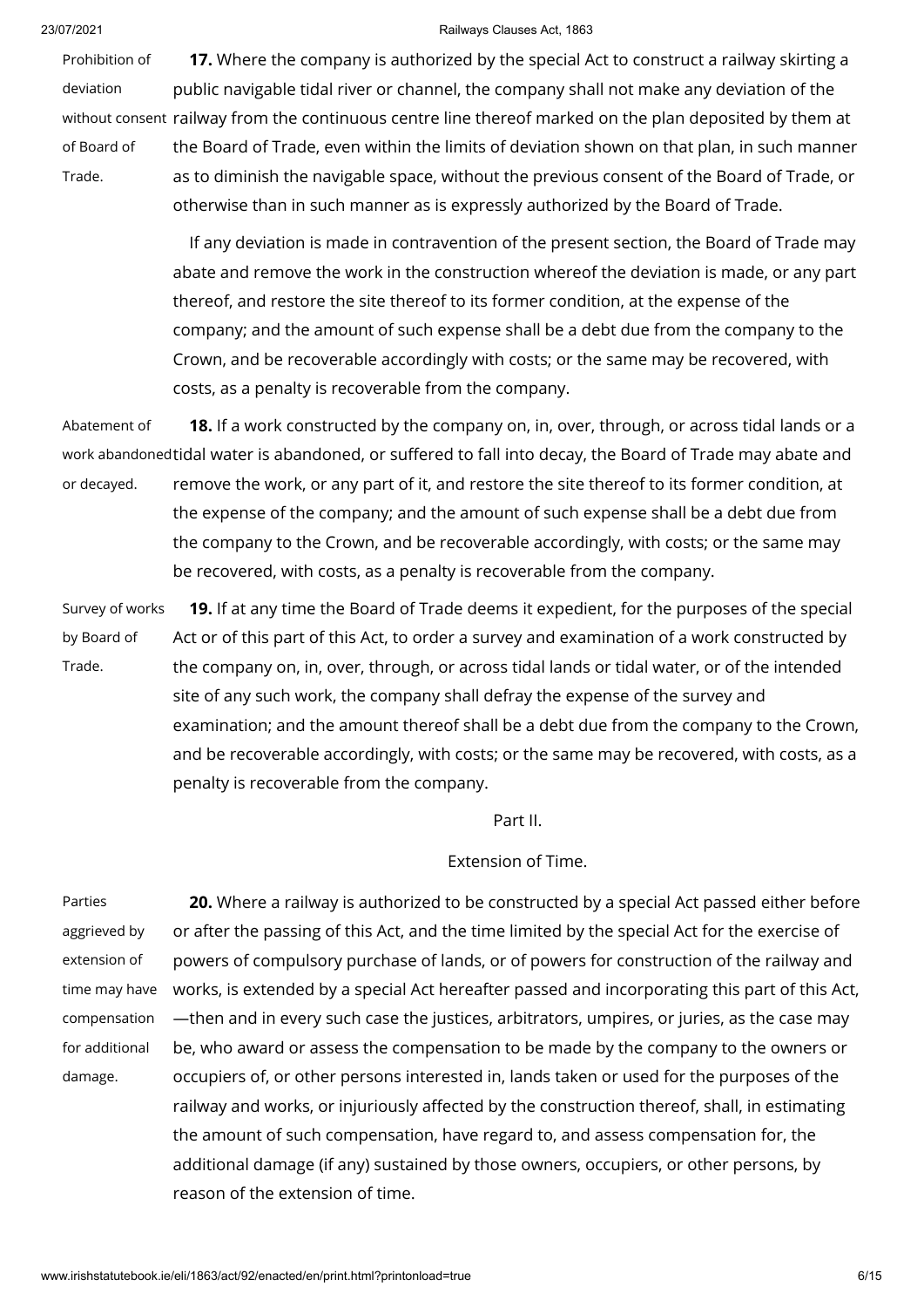Prohibition of deviation without consent of Board of Trade.

**17.** Where the company is authorized by the special Act to construct a railway skirting a public navigable tidal river or channel, the company shall not make any deviation of the railway from the continuous centre line thereof marked on the plan deposited by them at the Board of Trade, even within the limits of deviation shown on that plan, in such manner as to diminish the navigable space, without the previous consent of the Board of Trade, or otherwise than in such manner as is expressly authorized by the Board of Trade.

If any deviation is made in contravention of the present section, the Board of Trade may abate and remove the work in the construction whereof the deviation is made, or any part thereof, and restore the site thereof to its former condition, at the expense of the company; and the amount of such expense shall be a debt due from the company to the Crown, and be recoverable accordingly with costs; or the same may be recovered, with costs, as a penalty is recoverable from the company.

Abatement of work abandoned or decayed.

**18.** If a work constructed by the company on, in, over, through, or across tidal lands or a tidal water is abandoned, or suffered to fall into decay, the Board of Trade may abate and remove the work, or any part of it, and restore the site thereof to its former condition, at the expense of the company; and the amount of such expense shall be a debt due from the company to the Crown, and be recoverable accordingly, with costs; or the same may be recovered, with costs, as a penalty is recoverable from the company.

Survey of works by Board of Trade.

**19.** If at any time the Board of Trade deems it expedient, for the purposes of the special Act or of this part of this Act, to order a survey and examination of a work constructed by the company on, in, over, through, or across tidal lands or tidal water, or of the intended site of any such work, the company shall defray the expense of the survey and examination; and the amount thereof shall be a debt due from the company to the Crown, and be recoverable accordingly, with costs; or the same may be recovered, with costs, as a penalty is recoverable from the company.

## Part II.

### Extension of Time.

Parties aggrieved by extension of time may have compensation for additional damage.

**20.** Where a railway is authorized to be constructed by a special Act passed either before or after the passing of this Act, and the time limited by the special Act for the exercise of powers of compulsory purchase of lands, or of powers for construction of the railway and works, is extended by a special Act hereafter passed and incorporating this part of this Act, —then and in every such case the justices, arbitrators, umpires, or juries, as the case may be, who award or assess the compensation to be made by the company to the owners or occupiers of, or other persons interested in, lands taken or used for the purposes of the railway and works, or injuriously affected by the construction thereof, shall, in estimating the amount of such compensation, have regard to, and assess compensation for, the additional damage (if any) sustained by those owners, occupiers, or other persons, by reason of the extension of time.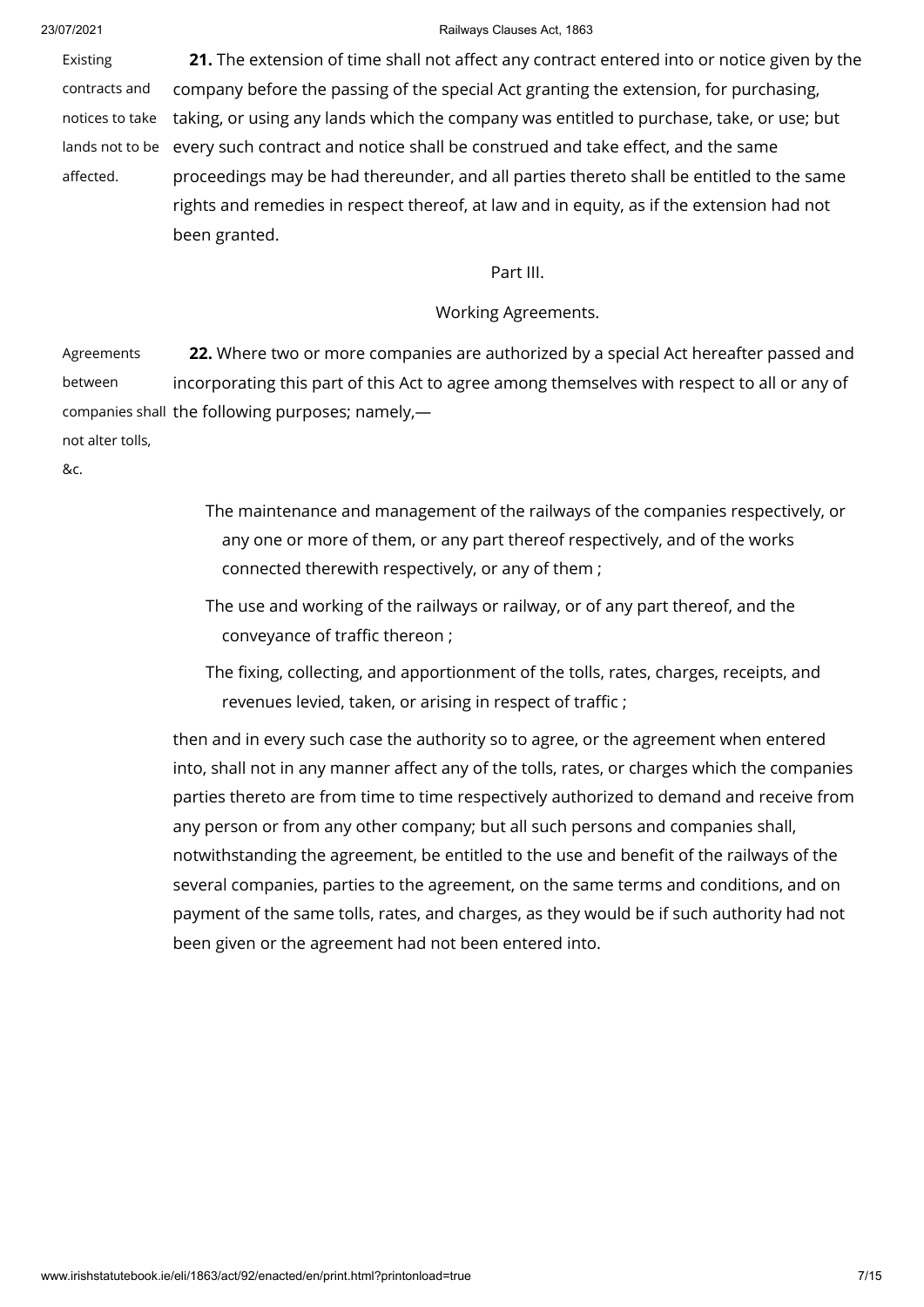Existing contracts and notices to take lands not to be affected.

**21.** The extension of time shall not affect any contract entered into or notice given by the company before the passing of the special Act granting the extension, for purchasing, taking, or using any lands which the company was entitled to purchase, take, or use; but every such contract and notice shall be construed and take effect, and the same proceedings may be had thereunder, and all parties thereto shall be entitled to the same rights and remedies in respect thereof, at law and in equity, as if the extension had not been granted.

## Part III.

## Working Agreements.

Agreements between companies shall not alter tolls, &c.

**22.** Where two or more companies are authorized by a special Act hereafter passed and incorporating this part of this Act to agree among themselves with respect to all or any of the following purposes; namely,—

The maintenance and management of the railways of the companies respectively, or any one or more of them, or any part thereof respectively, and of the works connected therewith respectively, or any of them ;

The use and working of the railways or railway, or of any part thereof, and the conveyance of traffic thereon ;

The fixing, collecting, and apportionment of the tolls, rates, charges, receipts, and revenues levied, taken, or arising in respect of traffic ;

then and in every such case the authority so to agree, or the agreement when entered into, shall not in any manner affect any of the tolls, rates, or charges which the companies parties thereto are from time to time respectively authorized to demand and receive from any person or from any other company; but all such persons and companies shall, notwithstanding the agreement, be entitled to the use and benefit of the railways of the several companies, parties to the agreement, on the same terms and conditions, and on payment of the same tolls, rates, and charges, as they would be if such authority had not been given or the agreement had not been entered into.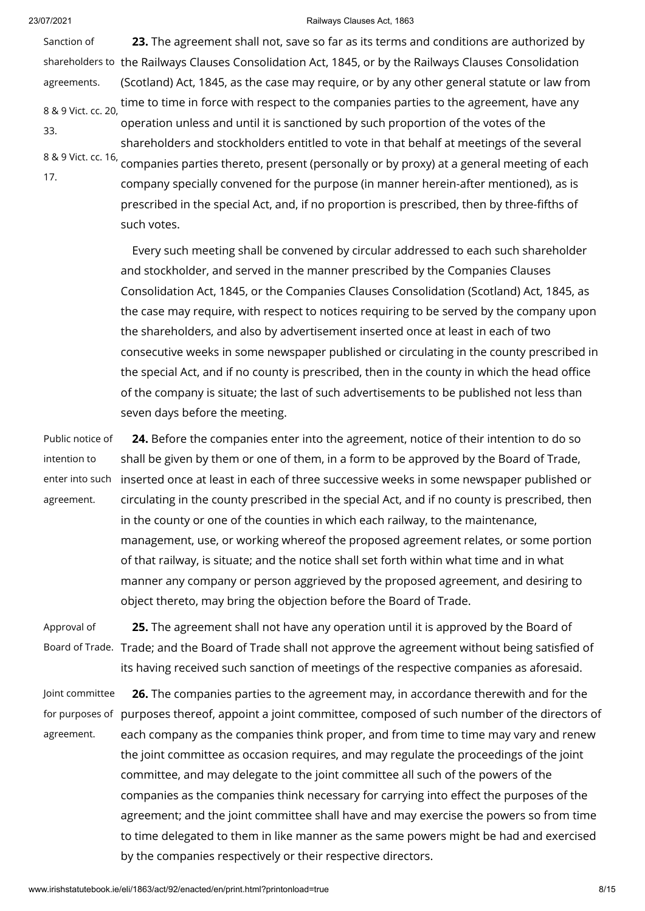Sanction of shareholders to agreements.

8 & 9 Vict. cc. 20, 33.

8 & 9 Vict. cc. 16, 17.

**23.** The agreement shall not, save so far as its terms and conditions are authorized by the Railways Clauses Consolidation Act, 1845, or by the Railways Clauses Consolidation (Scotland) Act, 1845, as the case may require, or by any other general statute or law from time to time in force with respect to the companies parties to the agreement, have any operation unless and until it is sanctioned by such proportion of the votes of the shareholders and stockholders entitled to vote in that behalf at meetings of the several companies parties thereto, present (personally or by proxy) at a general meeting of each company specially convened for the purpose (in manner herein-after mentioned), as is prescribed in the special Act, and, if no proportion is prescribed, then by three-fifths of such votes.

Every such meeting shall be convened by circular addressed to each such shareholder and stockholder, and served in the manner prescribed by the Companies Clauses Consolidation Act, 1845, or the Companies Clauses Consolidation (Scotland) Act, 1845, as the case may require, with respect to notices requiring to be served by the company upon the shareholders, and also by advertisement inserted once at least in each of two consecutive weeks in some newspaper published or circulating in the county prescribed in the special Act, and if no county is prescribed, then in the county in which the head office of the company is situate; the last of such advertisements to be published not less than seven days before the meeting.

Public notice of intention to enter into such agreement.

**24.** Before the companies enter into the agreement, notice of their intention to do so shall be given by them or one of them, in a form to be approved by the Board of Trade, inserted once at least in each of three successive weeks in some newspaper published or circulating in the county prescribed in the special Act, and if no county is prescribed, then in the county or one of the counties in which each railway, to the maintenance, management, use, or working whereof the proposed agreement relates, or some portion of that railway, is situate; and the notice shall set forth within what time and in what manner any company or person aggrieved by the proposed agreement, and desiring to object thereto, may bring the objection before the Board of Trade.

Approval of Board of Trade.

**25.** The agreement shall not have any operation until it is approved by the Board of Trade; and the Board of Trade shall not approve the agreement without being satisfied of its having received such sanction of meetings of the respective companies as aforesaid.

Joint committee for purposes of agreement.

**26.** The companies parties to the agreement may, in accordance therewith and for the purposes thereof, appoint a joint committee, composed of such number of the directors of each company as the companies think proper, and from time to time may vary and renew the joint committee as occasion requires, and may regulate the proceedings of the joint committee, and may delegate to the joint committee all such of the powers of the companies as the companies think necessary for carrying into effect the purposes of the agreement; and the joint committee shall have and may exercise the powers so from time to time delegated to them in like manner as the same powers might be had and exercised by the companies respectively or their respective directors.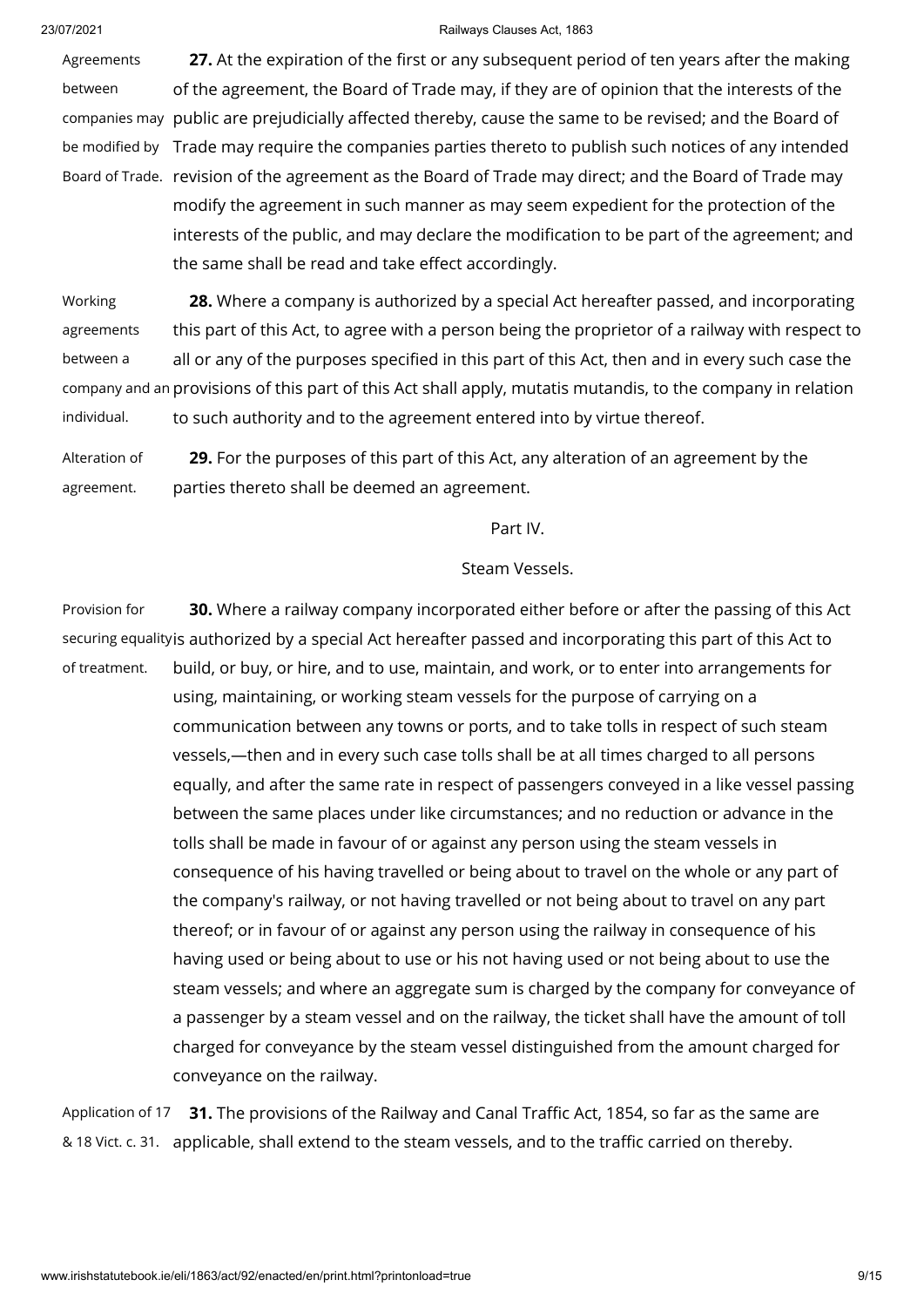Agreements between companies may be modified by Board of Trade.

**27.** At the expiration of the first or any subsequent period of ten years after the making of the agreement, the Board of Trade may, if they are of opinion that the interests of the public are prejudicially affected thereby, cause the same to be revised; and the Board of Trade may require the companies parties thereto to publish such notices of any intended revision of the agreement as the Board of Trade may direct; and the Board of Trade may modify the agreement in such manner as may seem expedient for the protection of the interests of the public, and may declare the modification to be part of the agreement; and the same shall be read and take effect accordingly.

Working agreements between a company and an individual.

**28.** Where a company is authorized by a special Act hereafter passed, and incorporating this part of this Act, to agree with a person being the proprietor of a railway with respect to all or any of the purposes specified in this part of this Act, then and in every such case the provisions of this part of this Act shall apply, mutatis mutandis, to the company in relation to such authority and to the agreement entered into by virtue thereof.

Alteration of agreement.

**29.** For the purposes of this part of this Act, any alteration of an agreement by the parties thereto shall be deemed an agreement.

## Part IV.

## Steam Vessels.

Provision for securing equality of treatment.

**30.** Where a railway company incorporated either before or after the passing of this Act is authorized by a special Act hereafter passed and incorporating this part of this Act to build, or buy, or hire, and to use, maintain, and work, or to enter into arrangements for using, maintaining, or working steam vessels for the purpose of carrying on a communication between any towns or ports, and to take tolls in respect of such steam vessels,—then and in every such case tolls shall be at all times charged to all persons equally, and after the same rate in respect of passengers conveyed in a like vessel passing between the same places under like circumstances; and no reduction or advance in the tolls shall be made in favour of or against any person using the steam vessels in consequence of his having travelled or being about to travel on the whole or any part of the company's railway, or not having travelled or not being about to travel on any part thereof; or in favour of or against any person using the railway in consequence of his having used or being about to use or his not having used or not being about to use the steam vessels; and where an aggregate sum is charged by the company for conveyance of a passenger by a steam vessel and on the railway, the ticket shall have the amount of toll charged for conveyance by the steam vessel distinguished from the amount charged for conveyance on the railway.

Application of 17 & 18 Vict. c. 31.

**31.** The provisions of the Railway and Canal Traffic Act, 1854, so far as the same are applicable, shall extend to the steam vessels, and to the traffic carried on thereby.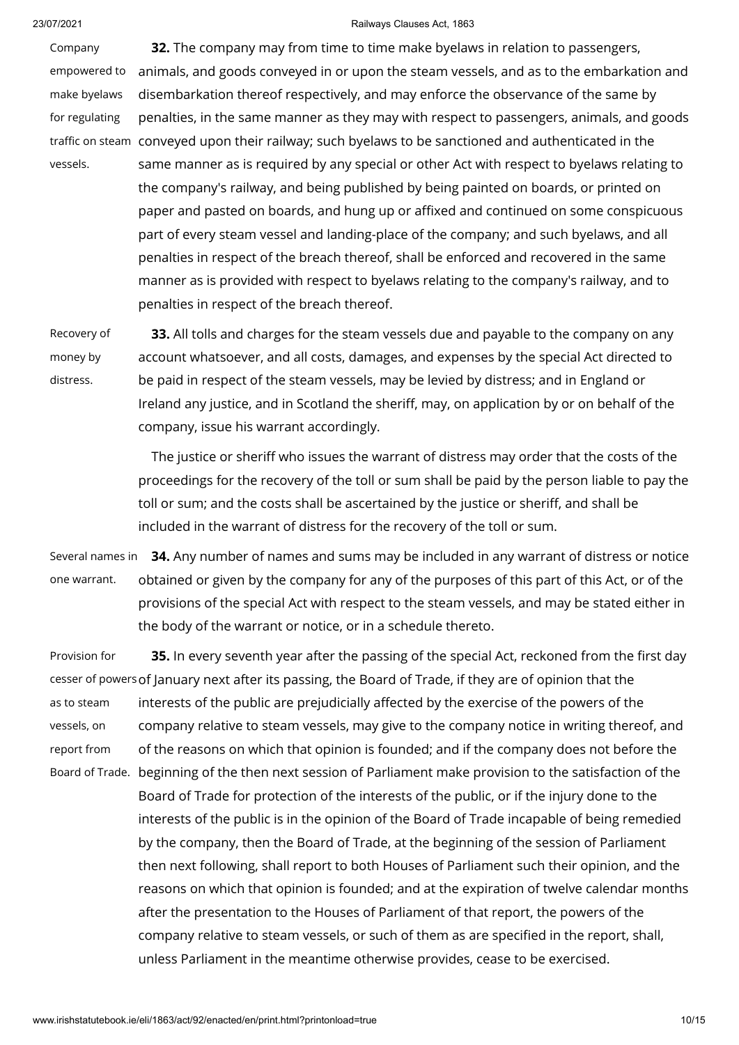Company empowered to make byelaws for regulating traffic on steam vessels.

**32.** The company may from time to time make byelaws in relation to passengers, animals, and goods conveyed in or upon the steam vessels, and as to the embarkation and disembarkation thereof respectively, and may enforce the observance of the same by penalties, in the same manner as they may with respect to passengers, animals, and goods conveyed upon their railway; such byelaws to be sanctioned and authenticated in the same manner as is required by any special or other Act with respect to byelaws relating to the company's railway, and being published by being painted on boards, or printed on paper and pasted on boards, and hung up or affixed and continued on some conspicuous part of every steam vessel and landing-place of the company; and such byelaws, and all penalties in respect of the breach thereof, shall be enforced and recovered in the same manner as is provided with respect to byelaws relating to the company's railway, and to penalties in respect of the breach thereof.

Recovery of money by distress.

**33.** All tolls and charges for the steam vessels due and payable to the company on any account whatsoever, and all costs, damages, and expenses by the special Act directed to be paid in respect of the steam vessels, may be levied by distress; and in England or Ireland any justice, and in Scotland the sheriff, may, on application by or on behalf of the company, issue his warrant accordingly.

The justice or sheriff who issues the warrant of distress may order that the costs of the proceedings for the recovery of the toll or sum shall be paid by the person liable to pay the toll or sum; and the costs shall be ascertained by the justice or sheriff, and shall be included in the warrant of distress for the recovery of the toll or sum.

Several names in one warrant.

**34.** Any number of names and sums may be included in any warrant of distress or notice obtained or given by the company for any of the purposes of this part of this Act, or of the provisions of the special Act with respect to the steam vessels, and may be stated either in the body of the warrant or notice, or in a schedule thereto.

Provision for cesser of powers as to steam vessels, on report from Board of Trade.

**35.** In every seventh year after the passing of the special Act, reckoned from the first day of January next after its passing, the Board of Trade, if they are of opinion that the interests of the public are prejudicially affected by the exercise of the powers of the company relative to steam vessels, may give to the company notice in writing thereof, and of the reasons on which that opinion is founded; and if the company does not before the beginning of the then next session of Parliament make provision to the satisfaction of the Board of Trade for protection of the interests of the public, or if the injury done to the interests of the public is in the opinion of the Board of Trade incapable of being remedied by the company, then the Board of Trade, at the beginning of the session of Parliament then next following, shall report to both Houses of Parliament such their opinion, and the reasons on which that opinion is founded; and at the expiration of twelve calendar months after the presentation to the Houses of Parliament of that report, the powers of the company relative to steam vessels, or such of them as are specified in the report, shall, unless Parliament in the meantime otherwise provides, cease to be exercised.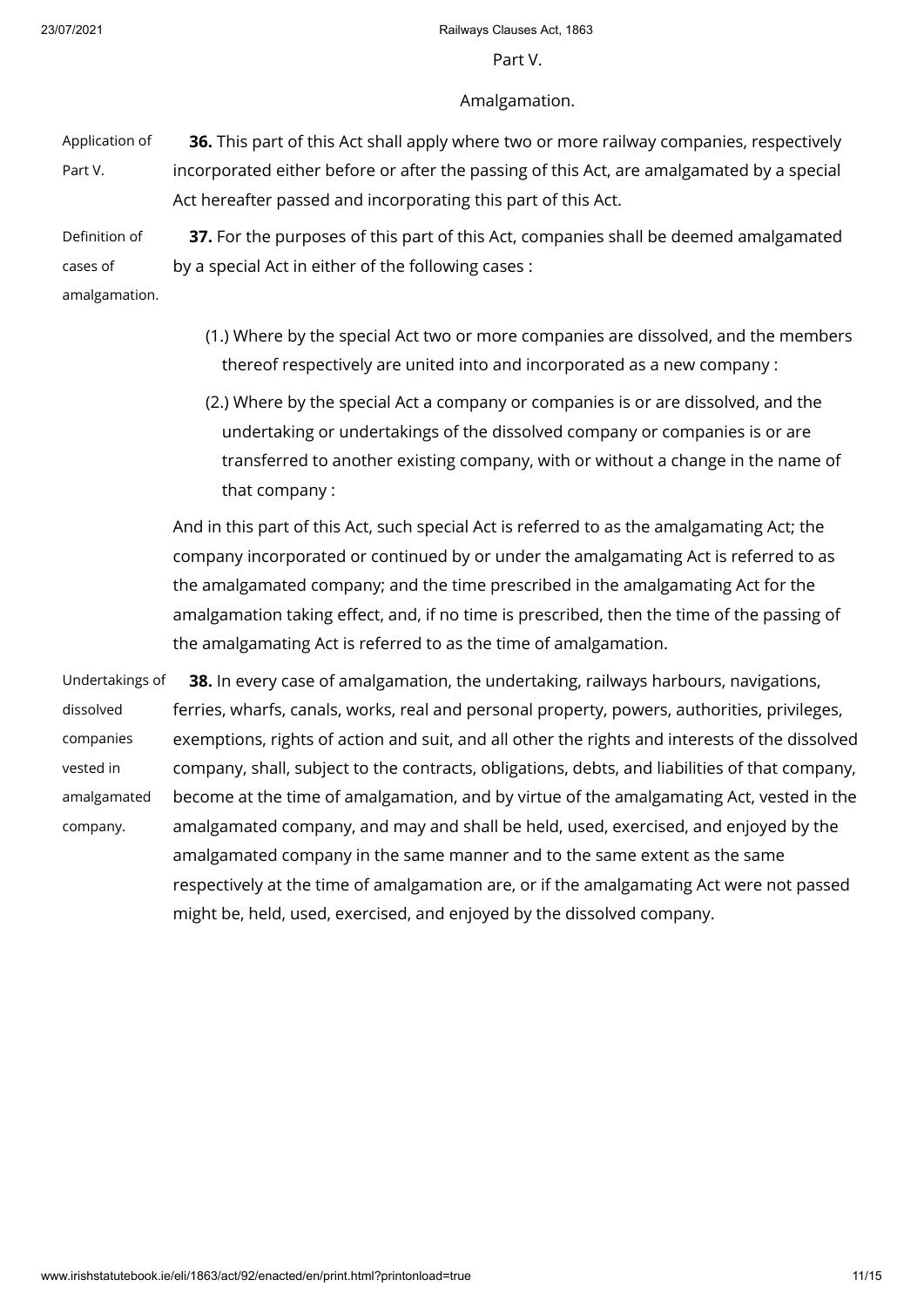## Part V.

### Amalgamation.

Application of Part V.

**36.** This part of this Act shall apply where two or more railway companies, respectively incorporated either before or after the passing of this Act, are amalgamated by a special Act hereafter passed and incorporating this part of this Act.

Definition of cases of amalgamation.

**37.** For the purposes of this part of this Act, companies shall be deemed amalgamated by a special Act in either of the following cases :

(1.) Where by the special Act two or more companies are dissolved, and the members thereof respectively are united into and incorporated as a new company :

(2.) Where by the special Act a company or companies is or are dissolved, and the undertaking or undertakings of the dissolved company or companies is or are transferred to another existing company, with or without a change in the name of that company :

And in this part of this Act, such special Act is referred to as the amalgamating Act; the company incorporated or continued by or under the amalgamating Act is referred to as the amalgamated company; and the time prescribed in the amalgamating Act for the amalgamation taking effect, and, if no time is prescribed, then the time of the passing of the amalgamating Act is referred to as the time of amalgamation.

Undertakings of dissolved companies vested in amalgamated company.

**38.** In every case of amalgamation, the undertaking, railways harbours, navigations, ferries, wharfs, canals, works, real and personal property, powers, authorities, privileges, exemptions, rights of action and suit, and all other the rights and interests of the dissolved company, shall, subject to the contracts, obligations, debts, and liabilities of that company, become at the time of amalgamation, and by virtue of the amalgamating Act, vested in the amalgamated company, and may and shall be held, used, exercised, and enjoyed by the amalgamated company in the same manner and to the same extent as the same respectively at the time of amalgamation are, or if the amalgamating Act were not passed might be, held, used, exercised, and enjoyed by the dissolved company.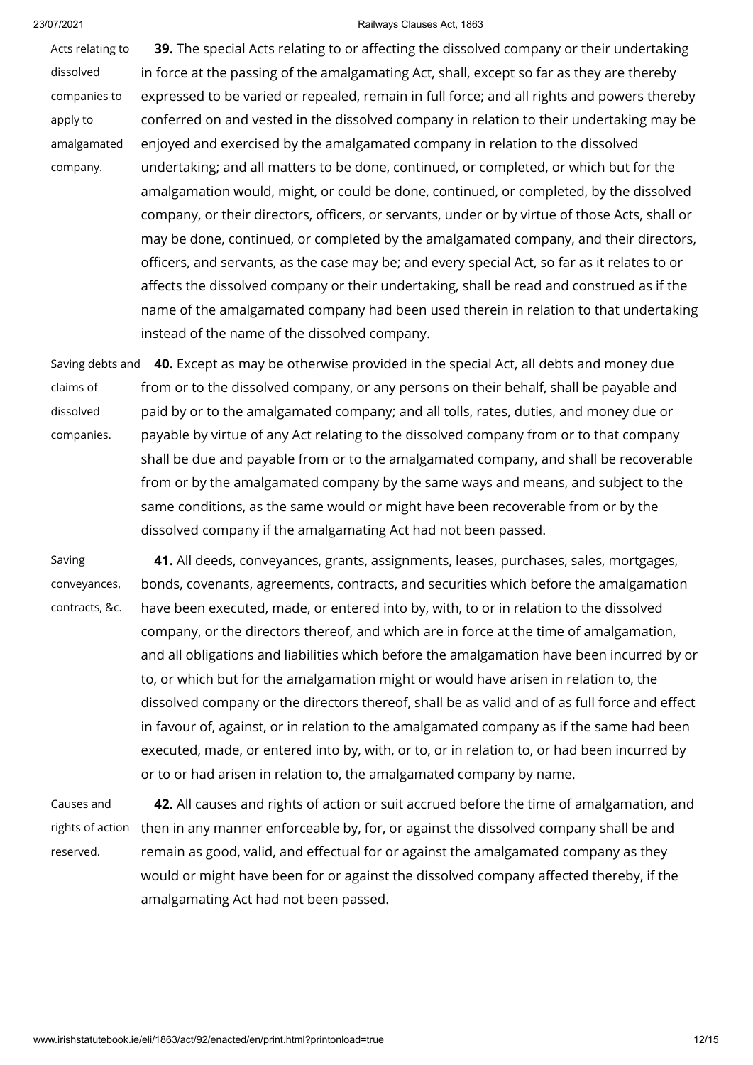Acts relating to dissolved companies to apply to amalgamated company.

**39.** The special Acts relating to or affecting the dissolved company or their undertaking in force at the passing of the amalgamating Act, shall, except so far as they are thereby expressed to be varied or repealed, remain in full force; and all rights and powers thereby conferred on and vested in the dissolved company in relation to their undertaking may be enjoyed and exercised by the amalgamated company in relation to the dissolved undertaking; and all matters to be done, continued, or completed, or which but for the amalgamation would, might, or could be done, continued, or completed, by the dissolved company, or their directors, officers, or servants, under or by virtue of those Acts, shall or may be done, continued, or completed by the amalgamated company, and their directors, officers, and servants, as the case may be; and every special Act, so far as it relates to or affects the dissolved company or their undertaking, shall be read and construed as if the name of the amalgamated company had been used therein in relation to that undertaking instead of the name of the dissolved company.

Saving debts and claims of dissolved companies.

**40.** Except as may be otherwise provided in the special Act, all debts and money due from or to the dissolved company, or any persons on their behalf, shall be payable and paid by or to the amalgamated company; and all tolls, rates, duties, and money due or payable by virtue of any Act relating to the dissolved company from or to that company shall be due and payable from or to the amalgamated company, and shall be recoverable from or by the amalgamated company by the same ways and means, and subject to the same conditions, as the same would or might have been recoverable from or by the dissolved company if the amalgamating Act had not been passed.

Saving conveyances, contracts, &c.

**41.** All deeds, conveyances, grants, assignments, leases, purchases, sales, mortgages, bonds, covenants, agreements, contracts, and securities which before the amalgamation have been executed, made, or entered into by, with, to or in relation to the dissolved company, or the directors thereof, and which are in force at the time of amalgamation, and all obligations and liabilities which before the amalgamation have been incurred by or to, or which but for the amalgamation might or would have arisen in relation to, the dissolved company or the directors thereof, shall be as valid and of as full force and effect in favour of, against, or in relation to the amalgamated company as if the same had been executed, made, or entered into by, with, or to, or in relation to, or had been incurred by or to or had arisen in relation to, the amalgamated company by name.

Causes and rights of action reserved.

**42.** All causes and rights of action or suit accrued before the time of amalgamation, and then in any manner enforceable by, for, or against the dissolved company shall be and remain as good, valid, and effectual for or against the amalgamated company as they would or might have been for or against the dissolved company affected thereby, if the amalgamating Act had not been passed.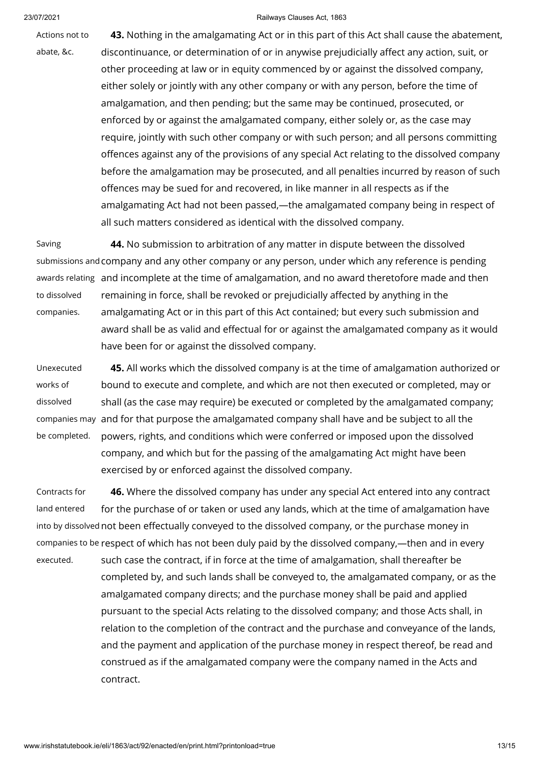Actions not to abate, &c.

**43.** Nothing in the amalgamating Act or in this part of this Act shall cause the abatement, discontinuance, or determination of or in anywise prejudicially affect any action, suit, or other proceeding at law or in equity commenced by or against the dissolved company, either solely or jointly with any other company or with any person, before the time of amalgamation, and then pending; but the same may be continued, prosecuted, or enforced by or against the amalgamated company, either solely or, as the case may require, jointly with such other company or with such person; and all persons committing offences against any of the provisions of any special Act relating to the dissolved company before the amalgamation may be prosecuted, and all penalties incurred by reason of such offences may be sued for and recovered, in like manner in all respects as if the amalgamating Act had not been passed,—the amalgamated company being in respect of all such matters considered as identical with the dissolved company.

Saving submissions and awards relating to dissolved companies.

**44.** No submission to arbitration of any matter in dispute between the dissolved company and any other company or any person, under which any reference is pending and incomplete at the time of amalgamation, and no award theretofore made and then remaining in force, shall be revoked or prejudicially affected by anything in the amalgamating Act or in this part of this Act contained; but every such submission and award shall be as valid and effectual for or against the amalgamated company as it would have been for or against the dissolved company.

Unexecuted works of dissolved companies may be completed.

**45.** All works which the dissolved company is at the time of amalgamation authorized or bound to execute and complete, and which are not then executed or completed, may or shall (as the case may require) be executed or completed by the amalgamated company; and for that purpose the amalgamated company shall have and be subject to all the powers, rights, and conditions which were conferred or imposed upon the dissolved company, and which but for the passing of the amalgamating Act might have been exercised by or enforced against the dissolved company.

Contracts for land entered into by dissolved companies to be executed.

**46.** Where the dissolved company has under any special Act entered into any contract for the purchase of or taken or used any lands, which at the time of amalgamation have not been effectually conveyed to the dissolved company, or the purchase money in respect of which has not been duly paid by the dissolved company,—then and in every such case the contract, if in force at the time of amalgamation, shall thereafter be completed by, and such lands shall be conveyed to, the amalgamated company, or as the amalgamated company directs; and the purchase money shall be paid and applied pursuant to the special Acts relating to the dissolved company; and those Acts shall, in relation to the completion of the contract and the purchase and conveyance of the lands, and the payment and application of the purchase money in respect thereof, be read and construed as if the amalgamated company were the company named in the Acts and contract.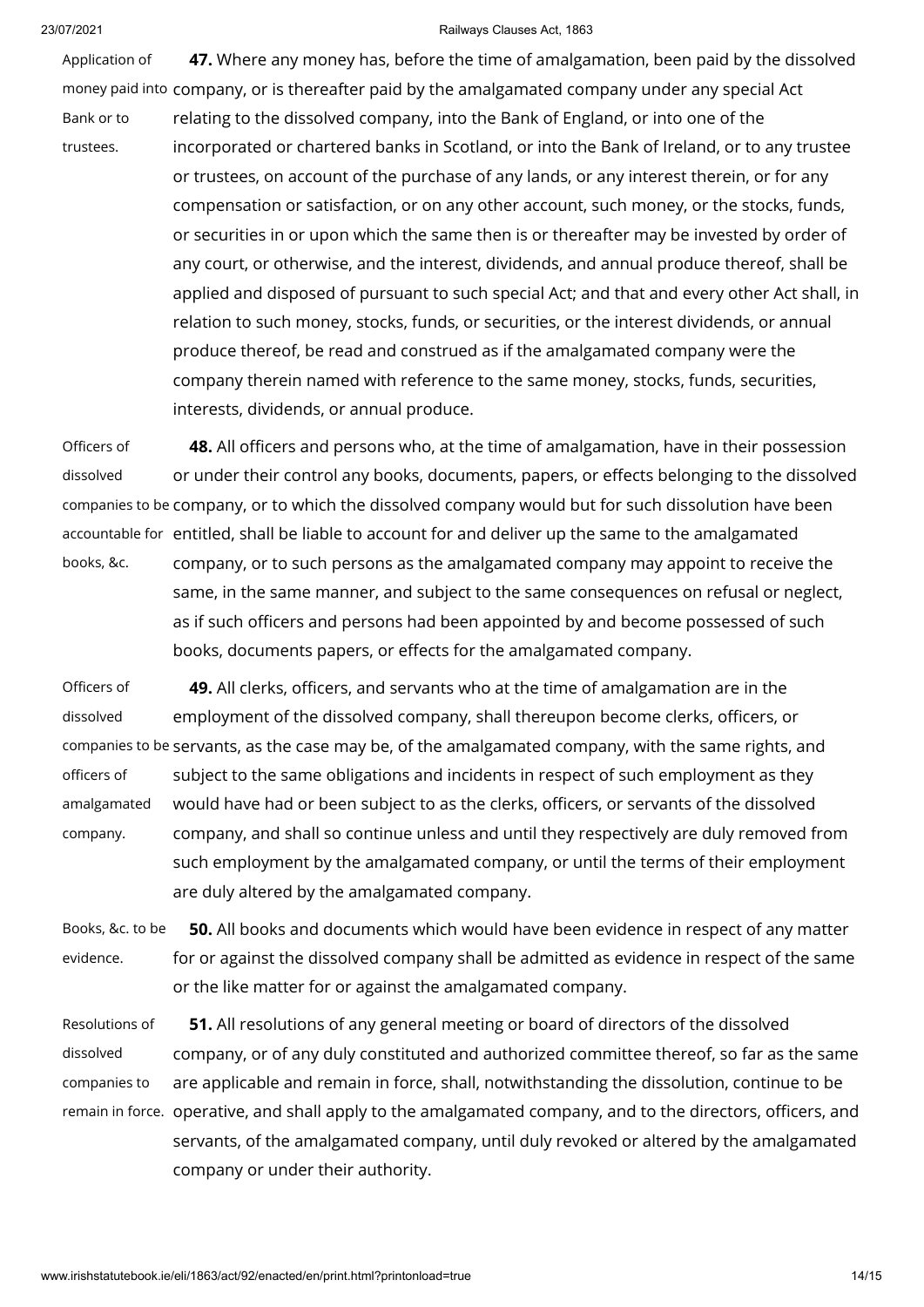Application of money paid into Bank or to trustees.

**47.** Where any money has, before the time of amalgamation, been paid by the dissolved company, or is thereafter paid by the amalgamated company under any special Act relating to the dissolved company, into the Bank of England, or into one of the incorporated or chartered banks in Scotland, or into the Bank of Ireland, or to any trustee or trustees, on account of the purchase of any lands, or any interest therein, or for any compensation or satisfaction, or on any other account, such money, or the stocks, funds, or securities in or upon which the same then is or thereafter may be invested by order of any court, or otherwise, and the interest, dividends, and annual produce thereof, shall be applied and disposed of pursuant to such special Act; and that and every other Act shall, in relation to such money, stocks, funds, or securities, or the interest dividends, or annual produce thereof, be read and construed as if the amalgamated company were the company therein named with reference to the same money, stocks, funds, securities, interests, dividends, or annual produce.

Officers of dissolved companies to be accountable for books, &c.

**48.** All officers and persons who, at the time of amalgamation, have in their possession or under their control any books, documents, papers, or effects belonging to the dissolved company, or to which the dissolved company would but for such dissolution have been entitled, shall be liable to account for and deliver up the same to the amalgamated company, or to such persons as the amalgamated company may appoint to receive the same, in the same manner, and subject to the same consequences on refusal or neglect, as if such officers and persons had been appointed by and become possessed of such books, documents papers, or effects for the amalgamated company.

Officers of dissolved companies to be officers of amalgamated company.

**49.** All clerks, officers, and servants who at the time of amalgamation are in the employment of the dissolved company, shall thereupon become clerks, officers, or servants, as the case may be, of the amalgamated company, with the same rights, and subject to the same obligations and incidents in respect of such employment as they would have had or been subject to as the clerks, officers, or servants of the dissolved company, and shall so continue unless and until they respectively are duly removed from such employment by the amalgamated company, or until the terms of their employment are duly altered by the amalgamated company.

Books, &c. to be evidence.

**50.** All books and documents which would have been evidence in respect of any matter for or against the dissolved company shall be admitted as evidence in respect of the same or the like matter for or against the amalgamated company.

Resolutions of dissolved companies to remain in force.

**51.** All resolutions of any general meeting or board of directors of the dissolved company, or of any duly constituted and authorized committee thereof, so far as the same are applicable and remain in force, shall, notwithstanding the dissolution, continue to be operative, and shall apply to the amalgamated company, and to the directors, officers, and servants, of the amalgamated company, until duly revoked or altered by the amalgamated company or under their authority.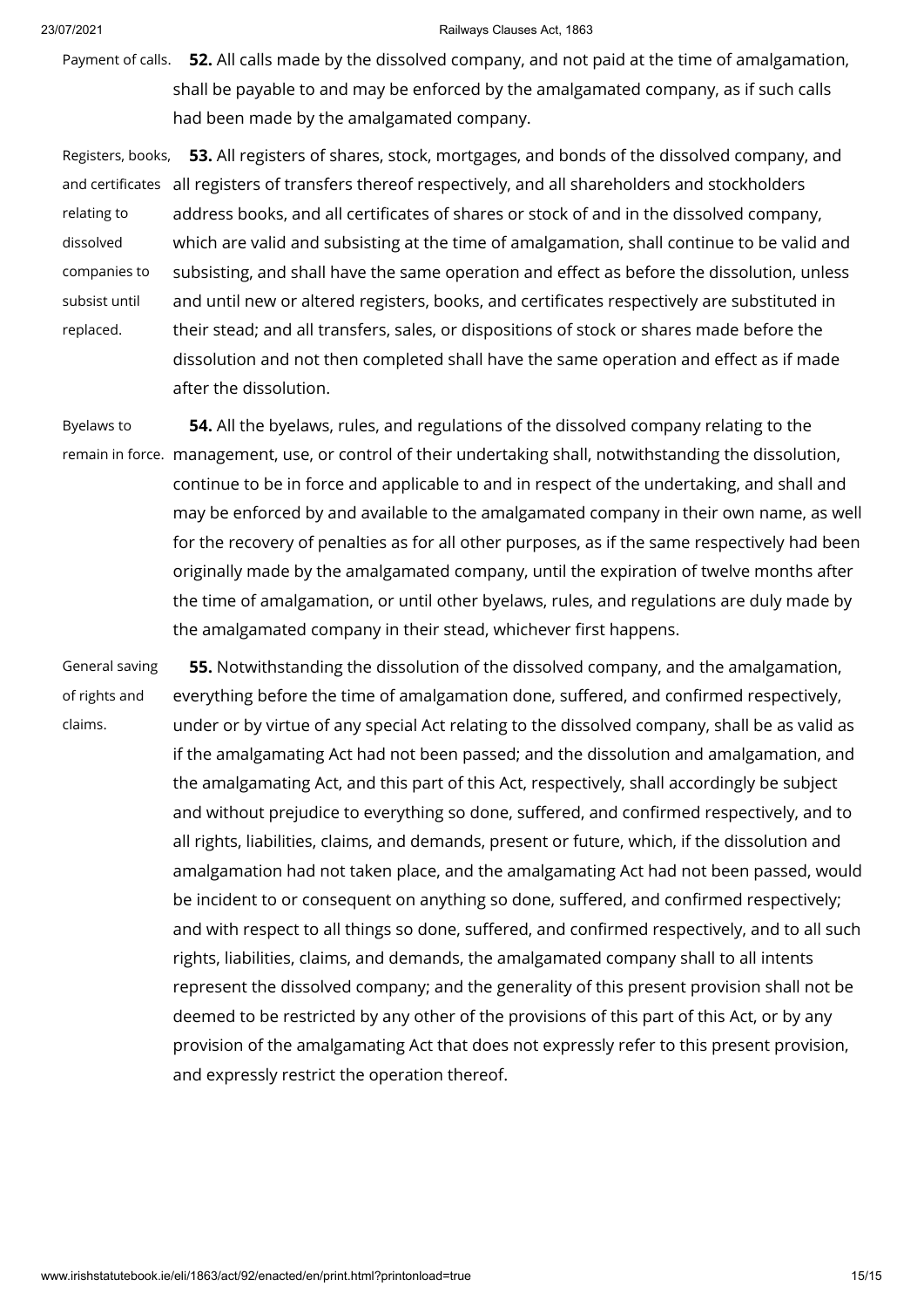Payment of calls.

**52.** All calls made by the dissolved company, and not paid at the time of amalgamation, shall be payable to and may be enforced by the amalgamated company, as if such calls had been made by the amalgamated company.

Registers, books, and certificates relating to dissolved companies to subsist until replaced.

**53.** All registers of shares, stock, mortgages, and bonds of the dissolved company, and all registers of transfers thereof respectively, and all shareholders and stockholders address books, and all certificates of shares or stock of and in the dissolved company, which are valid and subsisting at the time of amalgamation, shall continue to be valid and subsisting, and shall have the same operation and effect as before the dissolution, unless and until new or altered registers, books, and certificates respectively are substituted in their stead; and all transfers, sales, or dispositions of stock or shares made before the dissolution and not then completed shall have the same operation and effect as if made after the dissolution.

Byelaws to remain in force.

**54.** All the byelaws, rules, and regulations of the dissolved company relating to the management, use, or control of their undertaking shall, notwithstanding the dissolution, continue to be in force and applicable to and in respect of the undertaking, and shall and may be enforced by and available to the amalgamated company in their own name, as well for the recovery of penalties as for all other purposes, as if the same respectively had been originally made by the amalgamated company, until the expiration of twelve months after the time of amalgamation, or until other byelaws, rules, and regulations are duly made by the amalgamated company in their stead, whichever first happens.

General saving of rights and claims.

**55.** Notwithstanding the dissolution of the dissolved company, and the amalgamation, everything before the time of amalgamation done, suffered, and confirmed respectively, under or by virtue of any special Act relating to the dissolved company, shall be as valid as if the amalgamating Act had not been passed; and the dissolution and amalgamation, and the amalgamating Act, and this part of this Act, respectively, shall accordingly be subject and without prejudice to everything so done, suffered, and confirmed respectively, and to all rights, liabilities, claims, and demands, present or future, which, if the dissolution and amalgamation had not taken place, and the amalgamating Act had not been passed, would be incident to or consequent on anything so done, suffered, and confirmed respectively; and with respect to all things so done, suffered, and confirmed respectively, and to all such rights, liabilities, claims, and demands, the amalgamated company shall to all intents represent the dissolved company; and the generality of this present provision shall not be deemed to be restricted by any other of the provisions of this part of this Act, or by any provision of the amalgamating Act that does not expressly refer to this present provision, and expressly restrict the operation thereof.